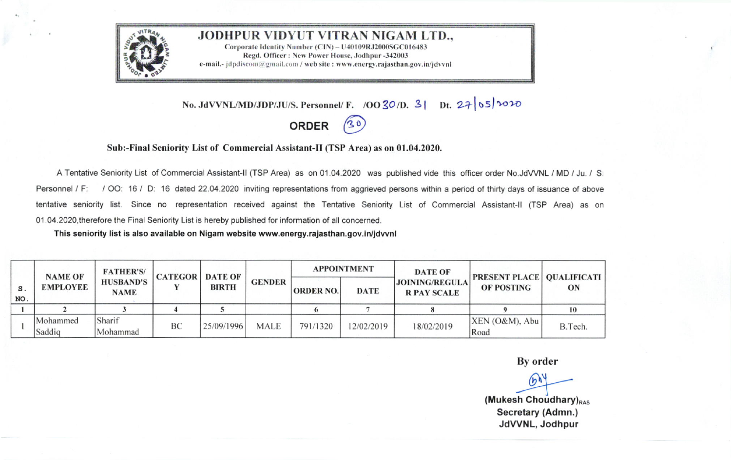# JODHPUR VIDYUT VITRAN NIGAM LTD.,

Corporate Identity Number (CIN) – U40109RJ2000SGC016483
Regd. Officer : New Power House, Jodhpur -342003
e-mail.- jdpdiscom@gmail.com / web site : www.energy.rajasthan.gov.in/jdvvnl

**No. JdVVNL/MD/JDP/JU/S. Personnel/ F. /OO 30/D. 31 Dt. 27/05/2020**

## ORDER (30)

**Sub:-Final Seniority List of Commercial Assistant-II (TSP Area) as on 01.04.2020.**

A Tentative Seniority List of Commercial Assistant-II (TSP Area) as on 01.04.2020 was published vide this officer order No.JdVVNL / MD / Ju. / S: Personnel / F: / OO: 16 / D: 16 dated 22.04.2020 inviting representations from aggrieved persons within a period of thirty days of issuance of above tentative seniority list. Since no representation received against the Tentative Seniority List of Commercial Assistant-II (TSP Area) as on 01.04.2020,therefore the Final Seniority List is hereby published for information of all concerned.

**This seniority list is also available on Nigam website www.energy.rajasthan.gov.in/jdvvnl**

| S. NO. | NAME OF EMPLOYEE | FATHER'S/ HUSBAND'S NAME | CATEGORY | DATE OF BIRTH | GENDER | APPOINTMENT | | DATE OF JOINING/REGULAR PAY SCALE | PRESENT PLACE OF POSTING | QUALIFICATION |
|---|---|---|---|---|---|---|---|---|---|---|
| | | | | | | ORDER NO. | DATE | | | |
| 1 | 2 | 3 | 4 | 5 | | 6 | 7 | 8 | 9 | 10 |
| 1 | Mohammed Saddiq | Sharif Mohammad | BC | 25/09/1996 | MALE | 791/1320 | 12/02/2019 | 18/02/2019 | XEN (O&M), Abu Road | B.Tech. |

**By order**

**(Mukesh Choudhary)RAS**
**Secretary (Admn.)**
**JdVVNL, Jodhpur**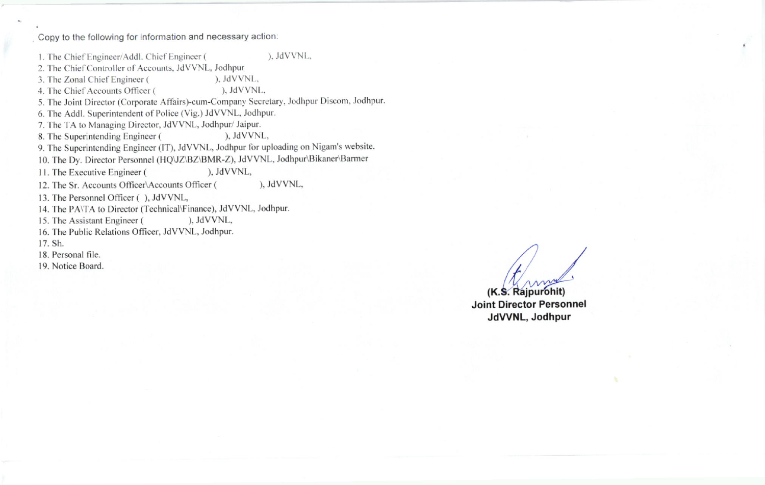Copy to the following for information and necessary action:

1. The Chief Engineer/Addl. Chief Engineer (                    ), JdVVNL,
2. The Chief Controller of Accounts, JdVVNL, Jodhpur
3. The Zonal Chief Engineer (                    ), JdVVNL,
4. The Chief Accounts Officer (                    ), JdVVNL,
5. The Joint Director (Corporate Affairs)-cum-Company Secretary, Jodhpur Discom, Jodhpur.
6. The Addl. Superintendent of Police (Vig.) JdVVNL, Jodhpur.
7. The TA to Managing Director, JdVVNL, Jodhpur/ Jaipur.
8. The Superintending Engineer (                    ), JdVVNL,
9. The Superintending Engineer (IT), JdVVNL, Jodhpur for uploading on Nigam's website.
10. The Dy. Director Personnel (HQ\JZ\BZ\BMR-Z), JdVVNL, Jodhpur\Bikaner\Barmer
11. The Executive Engineer (                    ), JdVVNL,
12. The Sr. Accounts Officer\Accounts Officer (                    ), JdVVNL,
13. The Personnel Officer ( ), JdVVNL,
14. The PA\TA to Director (Technical\Finance), JdVVNL, Jodhpur.
15. The Assistant Engineer (                    ), JdVVNL,
16. The Public Relations Officer, JdVVNL, Jodhpur.
17. Sh.
18. Personal file.
19. Notice Board.

**(K.S. Rajpurohit)**
**Joint Director Personnel**
**JdVVNL, Jodhpur**